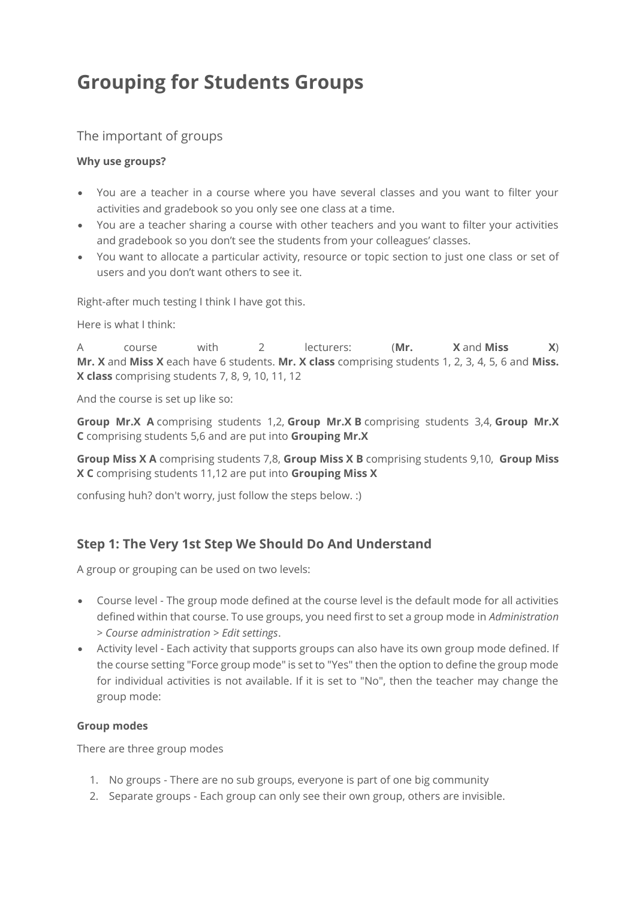# Grouping for Students Groups

## The important of groups

**Why use groups?**

- You are a teacher in a course where you have several classes and you want to filter your activities and gradebook so you only see one class at a time.
- You are a teacher sharing a course with other teachers and you want to filter your activities and gradebook so you don't see the students from your colleagues' classes.
- You want to allocate a particular activity, resource or topic section to just one class or set of users and you don't want others to see it.

Right-after much testing I think I have got this.

Here is what I think:

A course with 2 lecturers: (**Mr. X** and **Miss X**) **Mr. X** and **Miss X** each have 6 students. **Mr. X class** comprising students 1, 2, 3, 4, 5, 6 and **Miss. X class** comprising students 7, 8, 9, 10, 11, 12

And the course is set up like so:

**Group Mr.X A** comprising students 1,2, **Group Mr.X B** comprising students 3,4, **Group Mr.X C** comprising students 5,6 and are put into **Grouping Mr.X**

**Group Miss X A** comprising students 7,8, **Group Miss X B** comprising students 9,10, **Group Miss X C** comprising students 11,12 are put into **Grouping Miss X**

confusing huh? don't worry, just follow the steps below. :)

## Step 1: The Very 1st Step We Should Do And Understand

A group or grouping can be used on two levels:

- Course level - The group mode defined at the course level is the default mode for all activities defined within that course. To use groups, you need first to set a group mode in *Administration > Course administration > Edit settings*.
- Activity level - Each activity that supports groups can also have its own group mode defined. If the course setting "Force group mode" is set to "Yes" then the option to define the group mode for individual activities is not available. If it is set to "No", then the teacher may change the group mode:

**Group modes**

There are three group modes

1. No groups - There are no sub groups, everyone is part of one big community
2. Separate groups - Each group can only see their own group, others are invisible.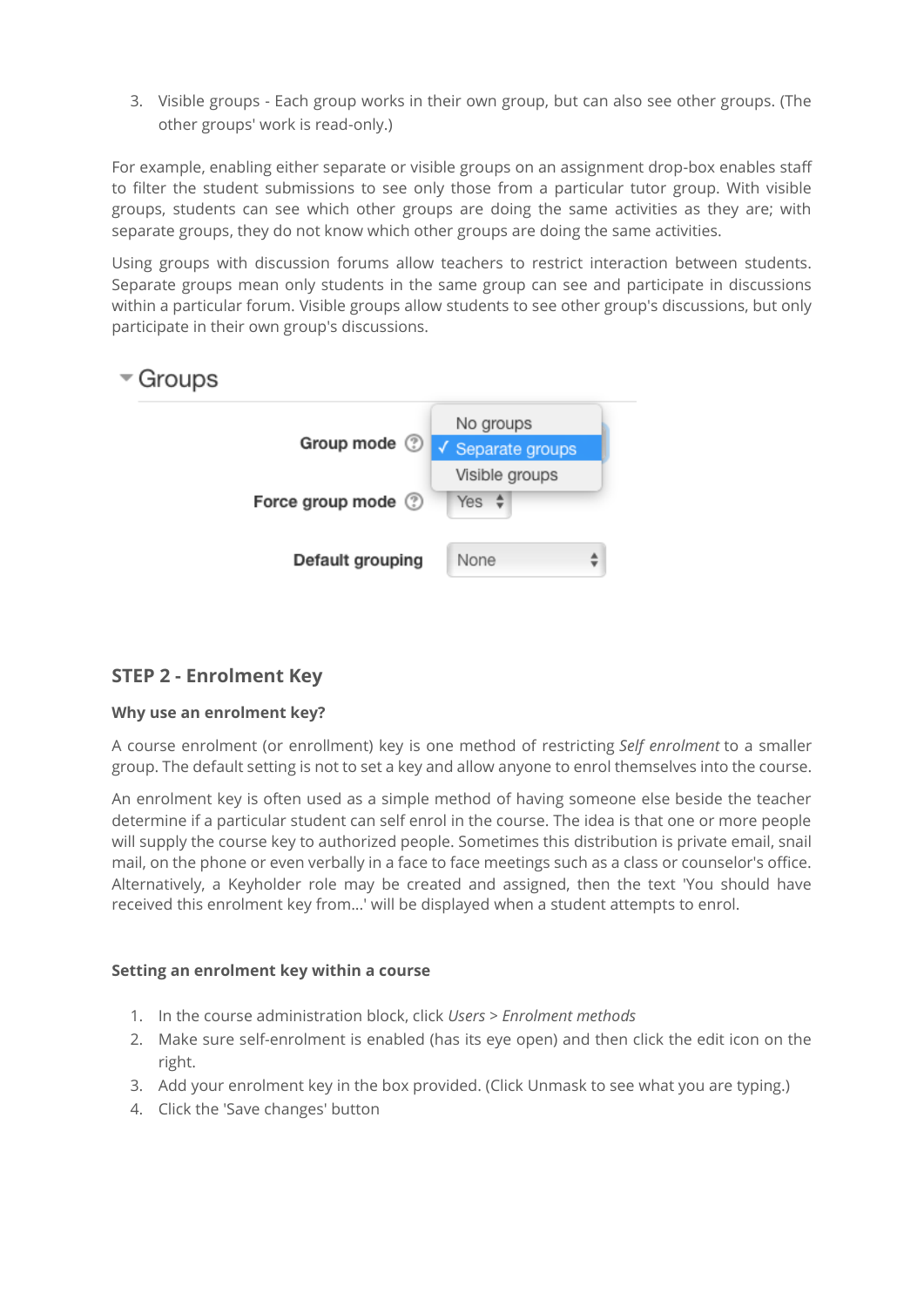3. Visible groups - Each group works in their own group, but can also see other groups. (The other groups' work is read-only.)

For example, enabling either separate or visible groups on an assignment drop-box enables staff to filter the student submissions to see only those from a particular tutor group. With visible groups, students can see which other groups are doing the same activities as they are; with separate groups, they do not know which other groups are doing the same activities.

Using groups with discussion forums allow teachers to restrict interaction between students. Separate groups mean only students in the same group can see and participate in discussions within a particular forum. Visible groups allow students to see other group's discussions, but only participate in their own group's discussions.

## STEP 2 - Enrolment Key

**Why use an enrolment key?**

A course enrolment (or enrollment) key is one method of restricting *Self enrolment* to a smaller group. The default setting is not to set a key and allow anyone to enrol themselves into the course.

An enrolment key is often used as a simple method of having someone else beside the teacher determine if a particular student can self enrol in the course. The idea is that one or more people will supply the course key to authorized people. Sometimes this distribution is private email, snail mail, on the phone or even verbally in a face to face meetings such as a class or counselor's office. Alternatively, a Keyholder role may be created and assigned, then the text 'You should have received this enrolment key from...' will be displayed when a student attempts to enrol.

**Setting an enrolment key within a course**

1. In the course administration block, click *Users* > *Enrolment methods*
2. Make sure self-enrolment is enabled (has its eye open) and then click the edit icon on the right.
3. Add your enrolment key in the box provided. (Click Unmask to see what you are typing.)
4. Click the 'Save changes' button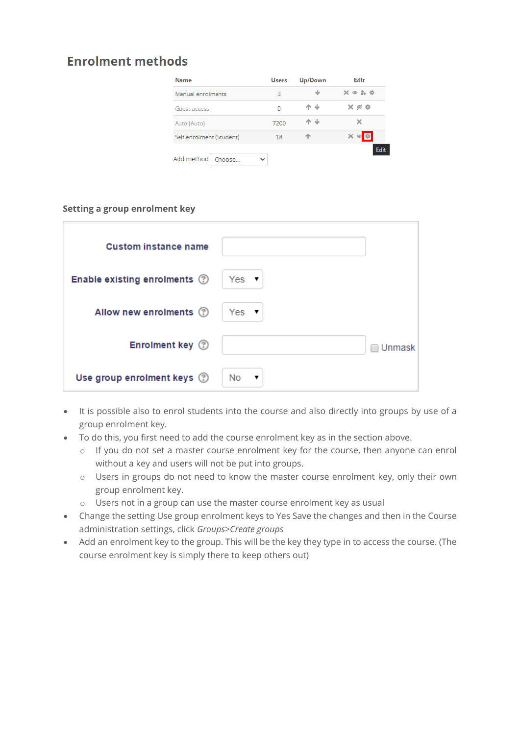## Enrolment methods

| Name | Users | Up/Down | Edit |
|---|---|---|---|
| Manual enrolments | 3 | ↓ | ✕ 👁 👤 ⚙ |
| Guest access | 0 | ↑ ↓ | ✕ 👁 ⚙ |
| Auto (Auto) | 7200 | ↑ ↓ | ✕ |
| Self enrolment (Student) | 18 | ↑ | ✕ 👁 ⚙ |

Edit

Add method Choose...

### Setting a group enrolment key

| | |
|---|---|
| Custom instance name | |
| Enable existing enrolments | Yes |
| Allow new enrolments | Yes |
| Enrolment key | ☐ Unmask |
| Use group enrolment keys | No |

- It is possible also to enrol students into the course and also directly into groups by use of a group enrolment key.
- To do this, you first need to add the course enrolment key as in the section above.
  - If you do not set a master course enrolment key for the course, then anyone can enrol without a key and users will not be put into groups.
  - Users in groups do not need to know the master course enrolment key, only their own group enrolment key.
  - Users not in a group can use the master course enrolment key as usual
- Change the setting Use group enrolment keys to Yes Save the changes and then in the Course administration settings, click *Groups*>*Create groups*
- Add an enrolment key to the group. This will be the key they type in to access the course. (The course enrolment key is simply there to keep others out)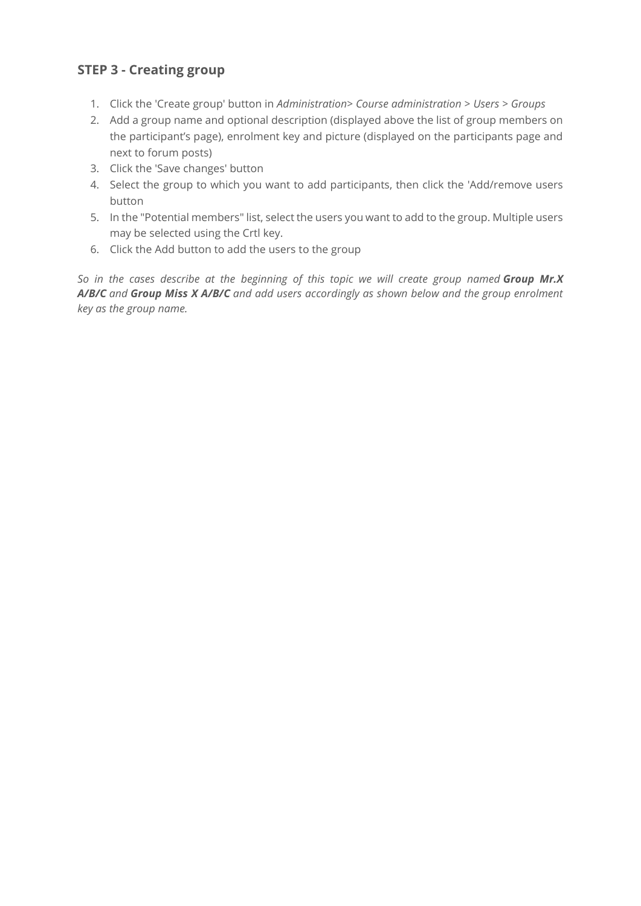### STEP 3 - Creating group

1. Click the 'Create group' button in *Administration*> *Course administration* > *Users* > *Groups*
2. Add a group name and optional description (displayed above the list of group members on the participant's page), enrolment key and picture (displayed on the participants page and next to forum posts)
3. Click the 'Save changes' button
4. Select the group to which you want to add participants, then click the 'Add/remove users button
5. In the "Potential members" list, select the users you want to add to the group. Multiple users may be selected using the Crtl key.
6. Click the Add button to add the users to the group

*So in the cases describe at the beginning of this topic we will create group named* ***Group Mr.X A/B/C*** *and* ***Group Miss X A/B/C*** *and add users accordingly as shown below and the group enrolment key as the group name.*